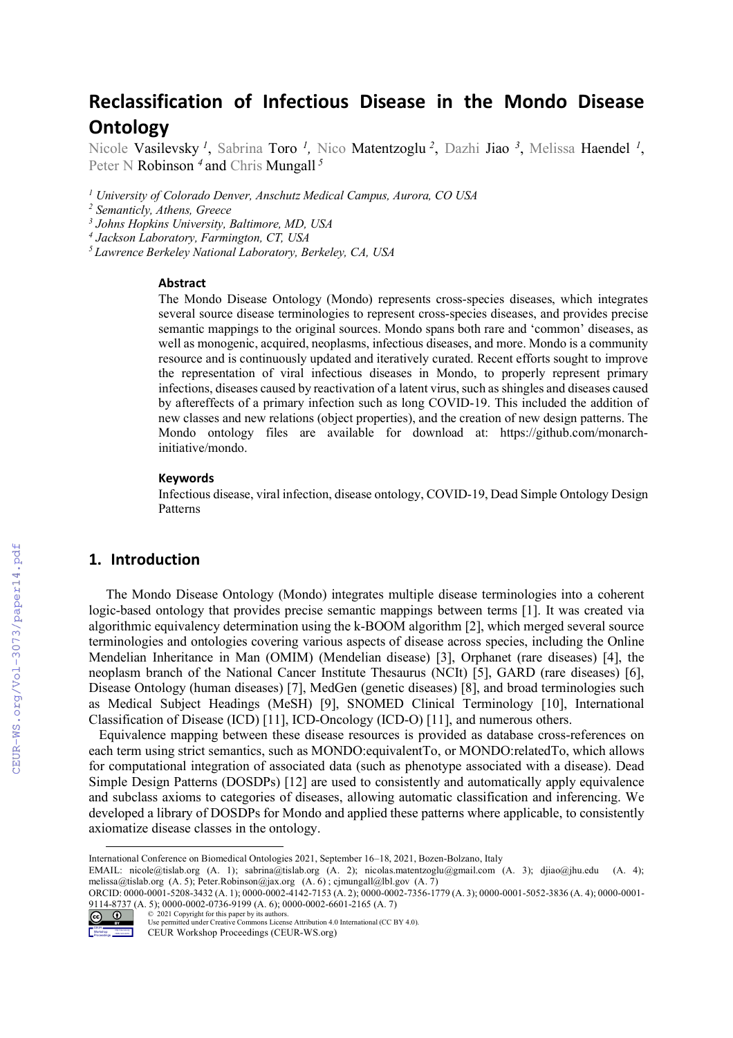# Reclassification of Infectious Disease in the Mondo Disease Ontology

Nicole Vasilevsky [1], Sabrina Toro [1], Nico Matentzoglu [2], Dazhi Jiao [3], Melissa Haendel [1], Peter N Robinson [4] and Chris Mungall [5]

[1] *University of Colorado Denver, Anschutz Medical Campus, Aurora, CO USA*
[2] *Semanticly, Athens, Greece*
[3] *Johns Hopkins University, Baltimore, MD, USA*
[4] *Jackson Laboratory, Farmington, CT, USA*
[5] *Lawrence Berkeley National Laboratory, Berkeley, CA, USA*

### Abstract

The Mondo Disease Ontology (Mondo) represents cross-species diseases, which integrates several source disease terminologies to represent cross-species diseases, and provides precise semantic mappings to the original sources. Mondo spans both rare and 'common' diseases, as well as monogenic, acquired, neoplasms, infectious diseases, and more. Mondo is a community resource and is continuously updated and iteratively curated. Recent efforts sought to improve the representation of viral infectious diseases in Mondo, to properly represent primary infections, diseases caused by reactivation of a latent virus, such as shingles and diseases caused by aftereffects of a primary infection such as long COVID-19. This included the addition of new classes and new relations (object properties), and the creation of new design patterns. The Mondo ontology files are available for download at: https://github.com/monarch-initiative/mondo.

### Keywords

Infectious disease, viral infection, disease ontology, COVID-19, Dead Simple Ontology Design Patterns

## 1. Introduction

The Mondo Disease Ontology (Mondo) integrates multiple disease terminologies into a coherent logic-based ontology that provides precise semantic mappings between terms [1]. It was created via algorithmic equivalency determination using the k-BOOM algorithm [2], which merged several source terminologies and ontologies covering various aspects of disease across species, including the Online Mendelian Inheritance in Man (OMIM) (Mendelian disease) [3], Orphanet (rare diseases) [4], the neoplasm branch of the National Cancer Institute Thesaurus (NCIt) [5], GARD (rare diseases) [6], Disease Ontology (human diseases) [7], MedGen (genetic diseases) [8], and broad terminologies such as Medical Subject Headings (MeSH) [9], SNOMED Clinical Terminology [10], International Classification of Disease (ICD) [11], ICD-Oncology (ICD-O) [11], and numerous others.

Equivalence mapping between these disease resources is provided as database cross-references on each term using strict semantics, such as MONDO:equivalentTo, or MONDO:relatedTo, which allows for computational integration of associated data (such as phenotype associated with a disease). Dead Simple Design Patterns (DOSDPs) [12] are used to consistently and automatically apply equivalence and subclass axioms to categories of diseases, allowing automatic classification and inferencing. We developed a library of DOSDPs for Mondo and applied these patterns where applicable, to consistently axiomatize disease classes in the ontology.

International Conference on Biomedical Ontologies 2021, September 16–18, 2021, Bozen-Bolzano, Italy
EMAIL: nicole@tislab.org (A. 1); sabrina@tislab.org (A. 2); nicolas.matentzoglu@gmail.com (A. 3); djiao@jhu.edu (A. 4); melissa@tislab.org (A. 5); Peter.Robinson@jax.org (A. 6) ; cjmungall@lbl.gov (A. 7)
ORCID: 0000-0001-5208-3432 (A. 1); 0000-0002-4142-7153 (A. 2); 0000-0002-7356-1779 (A. 3); 0000-0001-5052-3836 (A. 4); 0000-0001-9114-8737 (A. 5); 0000-0002-0736-9199 (A. 6); 0000-0002-6601-2165 (A. 7)
© 2021 Copyright for this paper by its authors.
Use permitted under Creative Commons License Attribution 4.0 International (CC BY 4.0).
CEUR Workshop Proceedings (CEUR-WS.org)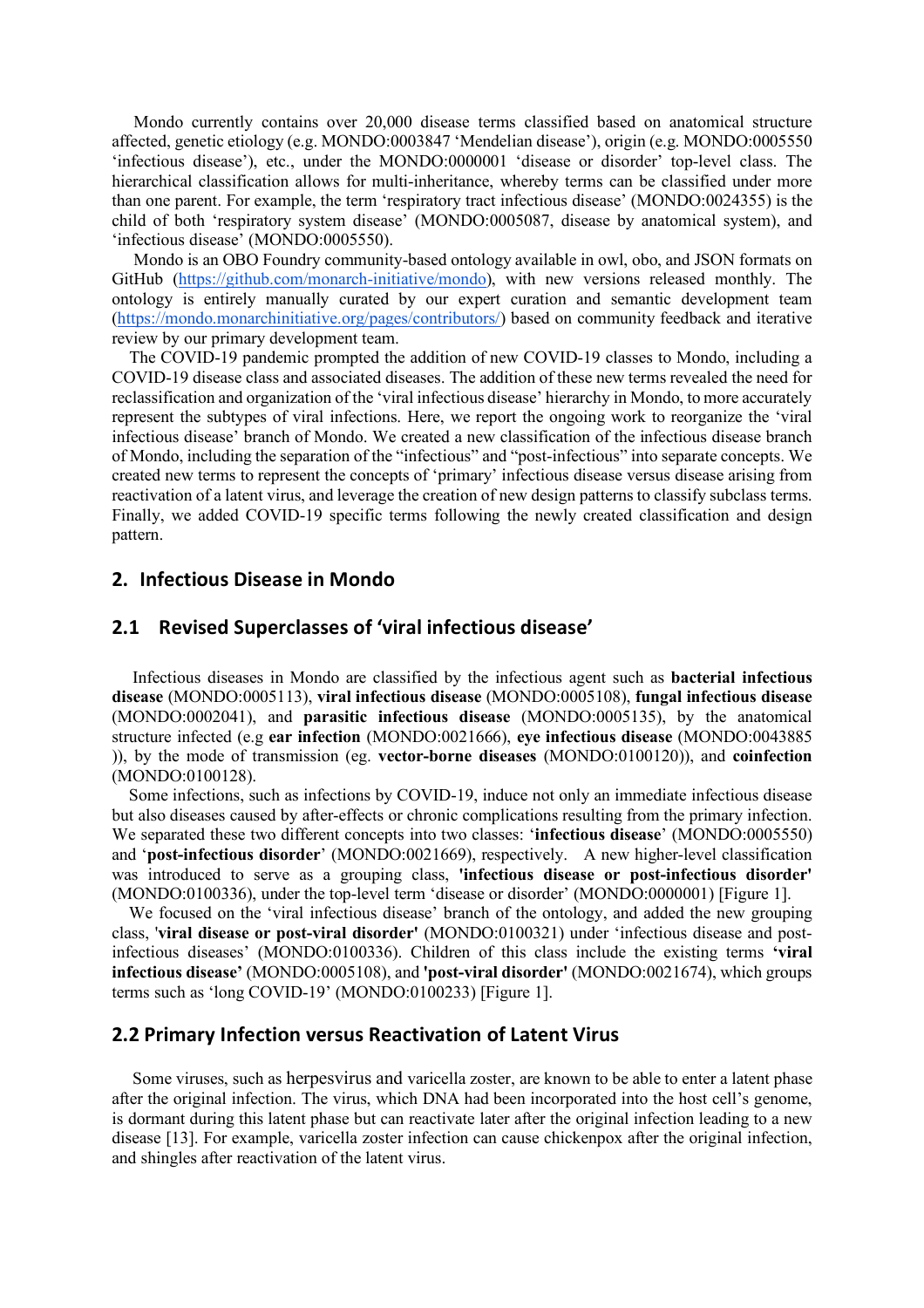Mondo currently contains over 20,000 disease terms classified based on anatomical structure affected, genetic etiology (e.g. MONDO:0003847 'Mendelian disease'), origin (e.g. MONDO:0005550 'infectious disease'), etc., under the MONDO:0000001 'disease or disorder' top-level class. The hierarchical classification allows for multi-inheritance, whereby terms can be classified under more than one parent. For example, the term 'respiratory tract infectious disease' (MONDO:0024355) is the child of both 'respiratory system disease' (MONDO:0005087, disease by anatomical system), and 'infectious disease' (MONDO:0005550).

Mondo is an OBO Foundry community-based ontology available in owl, obo, and JSON formats on GitHub (https://github.com/monarch-initiative/mondo), with new versions released monthly. The ontology is entirely manually curated by our expert curation and semantic development team (https://mondo.monarchinitiative.org/pages/contributors/) based on community feedback and iterative review by our primary development team.

The COVID-19 pandemic prompted the addition of new COVID-19 classes to Mondo, including a COVID-19 disease class and associated diseases. The addition of these new terms revealed the need for reclassification and organization of the 'viral infectious disease' hierarchy in Mondo, to more accurately represent the subtypes of viral infections. Here, we report the ongoing work to reorganize the 'viral infectious disease' branch of Mondo. We created a new classification of the infectious disease branch of Mondo, including the separation of the "infectious" and "post-infectious" into separate concepts. We created new terms to represent the concepts of 'primary' infectious disease versus disease arising from reactivation of a latent virus, and leverage the creation of new design patterns to classify subclass terms. Finally, we added COVID-19 specific terms following the newly created classification and design pattern.

## 2. Infectious Disease in Mondo

### 2.1 Revised Superclasses of 'viral infectious disease'

Infectious diseases in Mondo are classified by the infectious agent such as **bacterial infectious disease** (MONDO:0005113), **viral infectious disease** (MONDO:0005108), **fungal infectious disease** (MONDO:0002041), and **parasitic infectious disease** (MONDO:0005135), by the anatomical structure infected (e.g **ear infection** (MONDO:0021666), **eye infectious disease** (MONDO:0043885 )), by the mode of transmission (eg. **vector-borne diseases** (MONDO:0100120)), and **coinfection** (MONDO:0100128).

Some infections, such as infections by COVID-19, induce not only an immediate infectious disease but also diseases caused by after-effects or chronic complications resulting from the primary infection. We separated these two different concepts into two classes: '**infectious disease**' (MONDO:0005550) and '**post-infectious disorder**' (MONDO:0021669), respectively. A new higher-level classification was introduced to serve as a grouping class, **'infectious disease or post-infectious disorder'** (MONDO:0100336), under the top-level term 'disease or disorder' (MONDO:0000001) [Figure 1].

We focused on the 'viral infectious disease' branch of the ontology, and added the new grouping class, '**viral disease or post-viral disorder'** (MONDO:0100321) under 'infectious disease and post-infectious diseases' (MONDO:0100336). Children of this class include the existing terms **'viral infectious disease'** (MONDO:0005108), and **'post-viral disorder'** (MONDO:0021674), which groups terms such as 'long COVID-19' (MONDO:0100233) [Figure 1].

### 2.2 Primary Infection versus Reactivation of Latent Virus

Some viruses, such as herpesvirus and varicella zoster, are known to be able to enter a latent phase after the original infection. The virus, which DNA had been incorporated into the host cell's genome, is dormant during this latent phase but can reactivate later after the original infection leading to a new disease [13]. For example, varicella zoster infection can cause chickenpox after the original infection, and shingles after reactivation of the latent virus.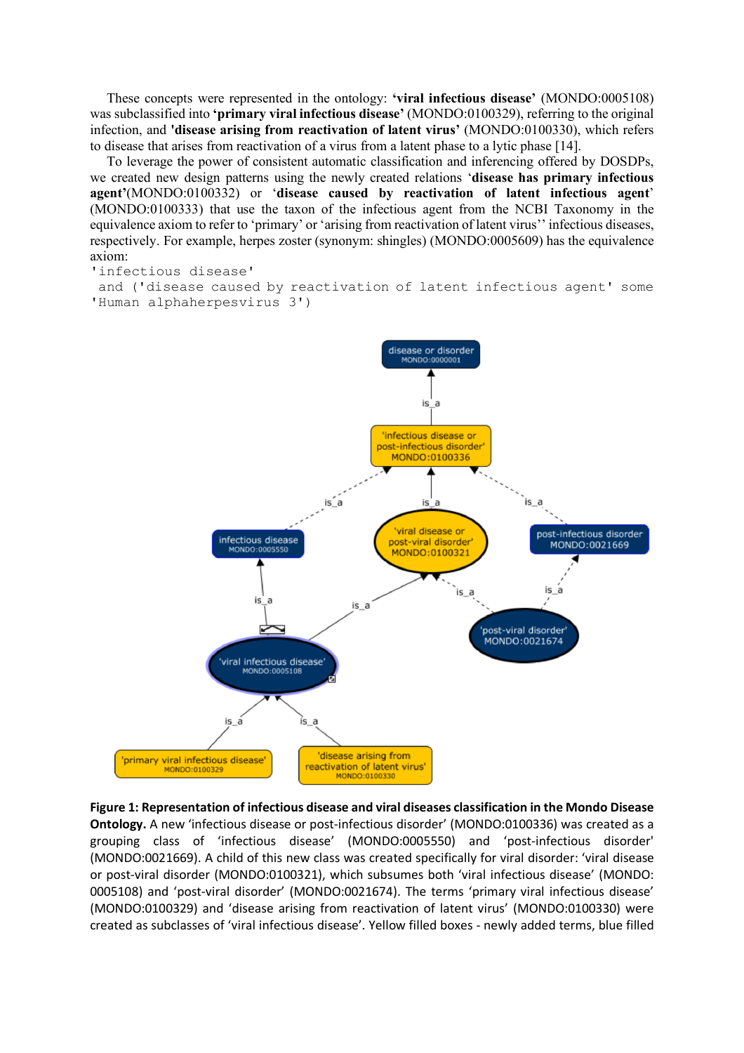These concepts were represented in the ontology: **'viral infectious disease'** (MONDO:0005108) was subclassified into **'primary viral infectious disease'** (MONDO:0100329), referring to the original infection, and **'disease arising from reactivation of latent virus'** (MONDO:0100330), which refers to disease that arises from reactivation of a virus from a latent phase to a lytic phase [14].

To leverage the power of consistent automatic classification and inferencing offered by DOSDPs, we created new design patterns using the newly created relations '**disease has primary infectious agent'**(MONDO:0100332) or '**disease caused by reactivation of latent infectious agent**' (MONDO:0100333) that use the taxon of the infectious agent from the NCBI Taxonomy in the equivalence axiom to refer to 'primary' or 'arising from reactivation of latent virus'' infectious diseases, respectively. For example, herpes zoster (synonym: shingles) (MONDO:0005609) has the equivalence axiom:

```
'infectious disease'
 and ('disease caused by reactivation of latent infectious agent' some
'Human alphaherpesvirus 3')
```

**Figure 1: Representation of infectious disease and viral diseases classification in the Mondo Disease Ontology.** A new 'infectious disease or post-infectious disorder' (MONDO:0100336) was created as a grouping class of 'infectious disease' (MONDO:0005550) and 'post-infectious disorder' (MONDO:0021669). A child of this new class was created specifically for viral disorder: 'viral disease or post-viral disorder (MONDO:0100321), which subsumes both 'viral infectious disease' (MONDO: 0005108) and 'post-viral disorder' (MONDO:0021674). The terms 'primary viral infectious disease' (MONDO:0100329) and 'disease arising from reactivation of latent virus' (MONDO:0100330) were created as subclasses of 'viral infectious disease'. Yellow filled boxes - newly added terms, blue filled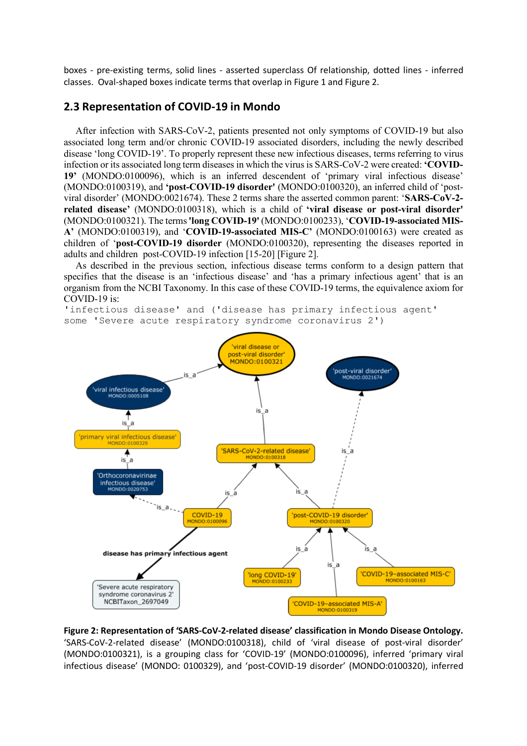boxes - pre-existing terms, solid lines - asserted superclass Of relationship, dotted lines - inferred classes. Oval-shaped boxes indicate terms that overlap in Figure 1 and Figure 2.

## 2.3 Representation of COVID-19 in Mondo

After infection with SARS-CoV-2, patients presented not only symptoms of COVID-19 but also associated long term and/or chronic COVID-19 associated disorders, including the newly described disease 'long COVID-19'. To properly represent these new infectious diseases, terms referring to virus infection or its associated long term diseases in which the virus is SARS-CoV-2 were created: **'COVID-19'** (MONDO:0100096), which is an inferred descendent of 'primary viral infectious disease' (MONDO:0100319), and **'post-COVID-19 disorder'** (MONDO:0100320), an inferred child of 'post-viral disorder' (MONDO:0021674). These 2 terms share the asserted common parent: '**SARS-CoV-2-related disease'** (MONDO:0100318), which is a child of **'viral disease or post-viral disorder'** (MONDO:0100321). The terms **'long COVID-19'** (MONDO:0100233), '**COVID-19-associated MIS-A'** (MONDO:0100319), and '**COVID-19-associated MIS-C'** (MONDO:0100163) were created as children of '**post-COVID-19 disorder** (MONDO:0100320), representing the diseases reported in adults and children post-COVID-19 infection [15-20] [Figure 2].

As described in the previous section, infectious disease terms conform to a design pattern that specifies that the disease is an 'infectious disease' and 'has a primary infectious agent' that is an organism from the NCBI Taxonomy. In this case of these COVID-19 terms, the equivalence axiom for COVID-19 is:

```
'infectious disease' and ('disease has primary infectious agent'
some 'Severe acute respiratory syndrome coronavirus 2')
```

**Figure 2: Representation of 'SARS-CoV-2-related disease' classification in Mondo Disease Ontology.** 'SARS-CoV-2-related disease' (MONDO:0100318), child of 'viral disease of post-viral disorder' (MONDO:0100321), is a grouping class for 'COVID-19' (MONDO:0100096), inferred 'primary viral infectious disease' (MONDO: 0100329), and 'post-COVID-19 disorder' (MONDO:0100320), inferred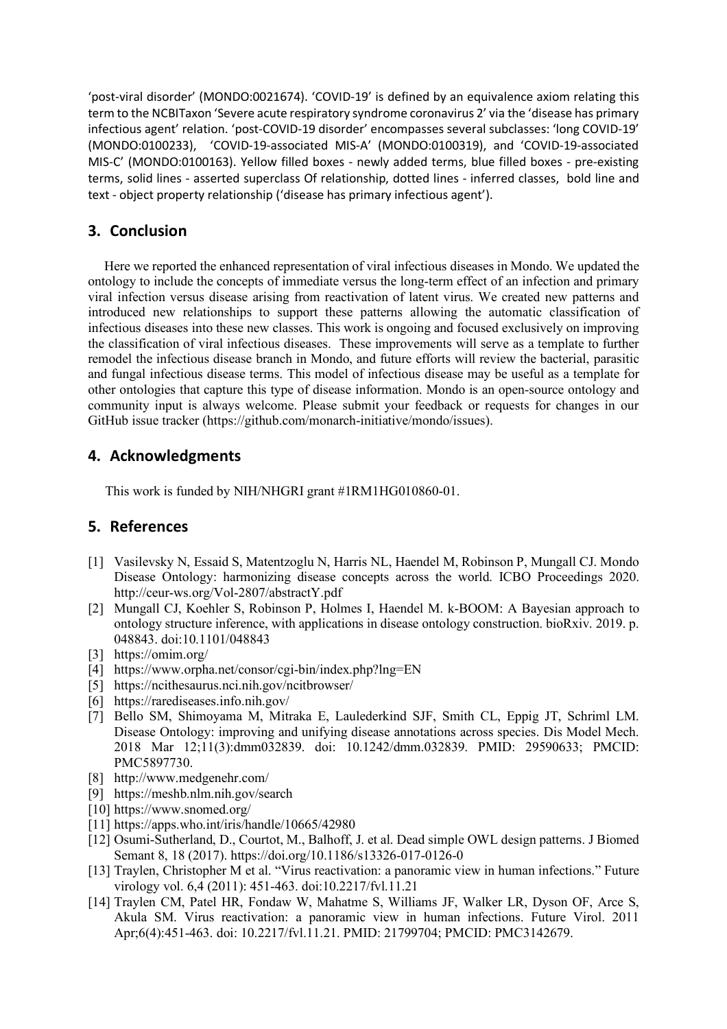'post-viral disorder' (MONDO:0021674). 'COVID-19' is defined by an equivalence axiom relating this term to the NCBITaxon 'Severe acute respiratory syndrome coronavirus 2' via the 'disease has primary infectious agent' relation. 'post-COVID-19 disorder' encompasses several subclasses: 'long COVID-19' (MONDO:0100233), 'COVID-19-associated MIS-A' (MONDO:0100319), and 'COVID-19-associated MIS-C' (MONDO:0100163). Yellow filled boxes - newly added terms, blue filled boxes - pre-existing terms, solid lines - asserted superclass Of relationship, dotted lines - inferred classes, bold line and text - object property relationship ('disease has primary infectious agent').

## 3. Conclusion

Here we reported the enhanced representation of viral infectious diseases in Mondo. We updated the ontology to include the concepts of immediate versus the long-term effect of an infection and primary viral infection versus disease arising from reactivation of latent virus. We created new patterns and introduced new relationships to support these patterns allowing the automatic classification of infectious diseases into these new classes. This work is ongoing and focused exclusively on improving the classification of viral infectious diseases. These improvements will serve as a template to further remodel the infectious disease branch in Mondo, and future efforts will review the bacterial, parasitic and fungal infectious disease terms. This model of infectious disease may be useful as a template for other ontologies that capture this type of disease information. Mondo is an open-source ontology and community input is always welcome. Please submit your feedback or requests for changes in our GitHub issue tracker (https://github.com/monarch-initiative/mondo/issues).

## 4. Acknowledgments

This work is funded by NIH/NHGRI grant #1RM1HG010860-01.

## 5. References

[1] Vasilevsky N, Essaid S, Matentzoglu N, Harris NL, Haendel M, Robinson P, Mungall CJ. Mondo Disease Ontology: harmonizing disease concepts across the world. ICBO Proceedings 2020. http://ceur-ws.org/Vol-2807/abstractY.pdf

[2] Mungall CJ, Koehler S, Robinson P, Holmes I, Haendel M. k-BOOM: A Bayesian approach to ontology structure inference, with applications in disease ontology construction. bioRxiv. 2019. p. 048843. doi:10.1101/048843

[3] https://omim.org/

[4] https://www.orpha.net/consor/cgi-bin/index.php?lng=EN

[5] https://ncithesaurus.nci.nih.gov/ncitbrowser/

[6] https://rarediseases.info.nih.gov/

[7] Bello SM, Shimoyama M, Mitraka E, Laulederkind SJF, Smith CL, Eppig JT, Schriml LM. Disease Ontology: improving and unifying disease annotations across species. Dis Model Mech. 2018 Mar 12;11(3):dmm032839. doi: 10.1242/dmm.032839. PMID: 29590633; PMCID: PMC5897730.

[8] http://www.medgenehr.com/

[9] https://meshb.nlm.nih.gov/search

[10] https://www.snomed.org/

[11] https://apps.who.int/iris/handle/10665/42980

[12] Osumi-Sutherland, D., Courtot, M., Balhoff, J. et al. Dead simple OWL design patterns. J Biomed Semant 8, 18 (2017). https://doi.org/10.1186/s13326-017-0126-0

[13] Traylen, Christopher M et al. "Virus reactivation: a panoramic view in human infections." Future virology vol. 6,4 (2011): 451-463. doi:10.2217/fvl.11.21

[14] Traylen CM, Patel HR, Fondaw W, Mahatme S, Williams JF, Walker LR, Dyson OF, Arce S, Akula SM. Virus reactivation: a panoramic view in human infections. Future Virol. 2011 Apr;6(4):451-463. doi: 10.2217/fvl.11.21. PMID: 21799704; PMCID: PMC3142679.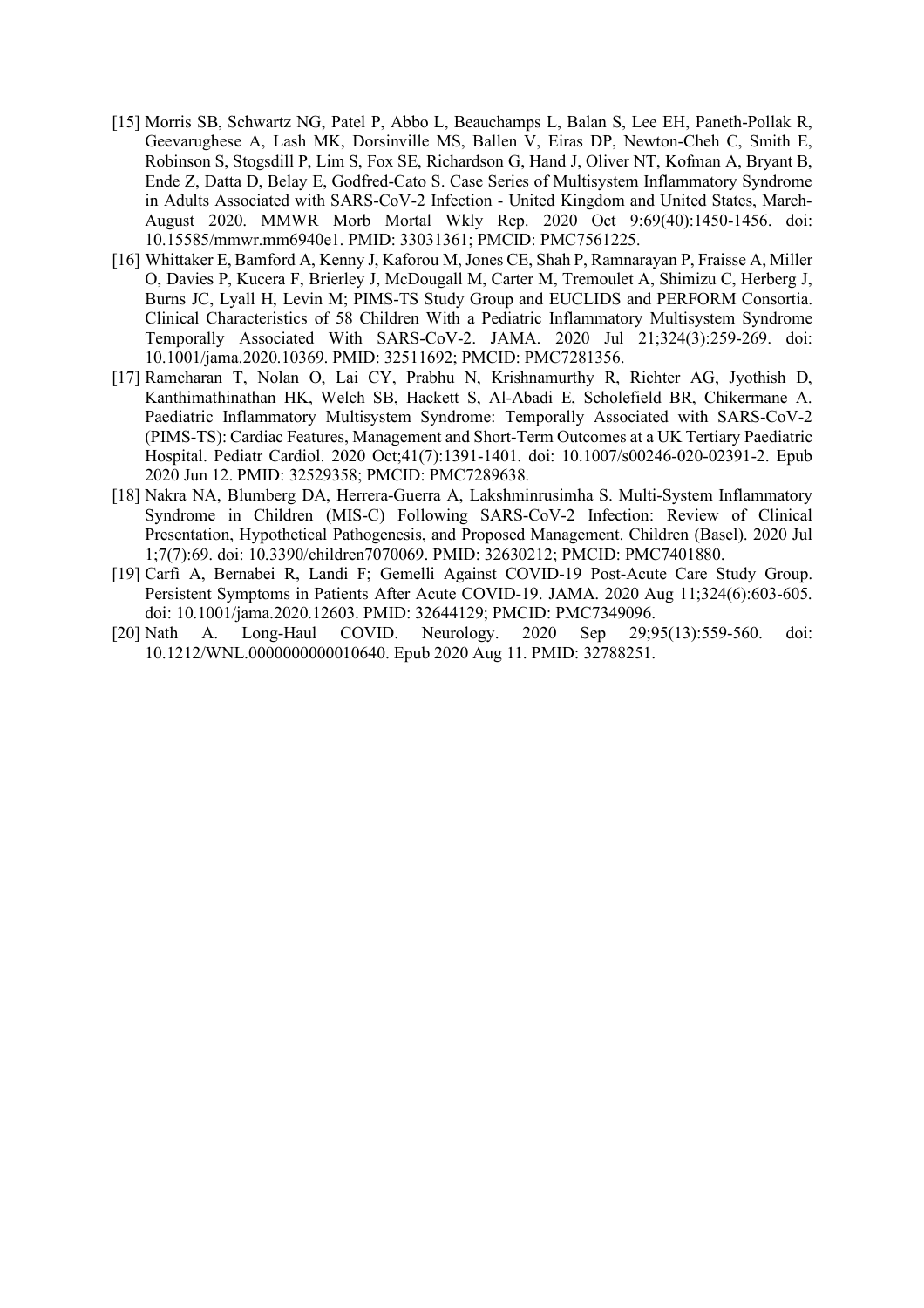[15] Morris SB, Schwartz NG, Patel P, Abbo L, Beauchamps L, Balan S, Lee EH, Paneth-Pollak R, Geevarughese A, Lash MK, Dorsinville MS, Ballen V, Eiras DP, Newton-Cheh C, Smith E, Robinson S, Stogsdill P, Lim S, Fox SE, Richardson G, Hand J, Oliver NT, Kofman A, Bryant B, Ende Z, Datta D, Belay E, Godfred-Cato S. Case Series of Multisystem Inflammatory Syndrome in Adults Associated with SARS-CoV-2 Infection - United Kingdom and United States, March-August 2020. MMWR Morb Mortal Wkly Rep. 2020 Oct 9;69(40):1450-1456. doi: 10.15585/mmwr.mm6940e1. PMID: 33031361; PMCID: PMC7561225.

[16] Whittaker E, Bamford A, Kenny J, Kaforou M, Jones CE, Shah P, Ramnarayan P, Fraisse A, Miller O, Davies P, Kucera F, Brierley J, McDougall M, Carter M, Tremoulet A, Shimizu C, Herberg J, Burns JC, Lyall H, Levin M; PIMS-TS Study Group and EUCLIDS and PERFORM Consortia. Clinical Characteristics of 58 Children With a Pediatric Inflammatory Multisystem Syndrome Temporally Associated With SARS-CoV-2. JAMA. 2020 Jul 21;324(3):259-269. doi: 10.1001/jama.2020.10369. PMID: 32511692; PMCID: PMC7281356.

[17] Ramcharan T, Nolan O, Lai CY, Prabhu N, Krishnamurthy R, Richter AG, Jyothish D, Kanthimathinathan HK, Welch SB, Hackett S, Al-Abadi E, Scholefield BR, Chikermane A. Paediatric Inflammatory Multisystem Syndrome: Temporally Associated with SARS-CoV-2 (PIMS-TS): Cardiac Features, Management and Short-Term Outcomes at a UK Tertiary Paediatric Hospital. Pediatr Cardiol. 2020 Oct;41(7):1391-1401. doi: 10.1007/s00246-020-02391-2. Epub 2020 Jun 12. PMID: 32529358; PMCID: PMC7289638.

[18] Nakra NA, Blumberg DA, Herrera-Guerra A, Lakshminrusimha S. Multi-System Inflammatory Syndrome in Children (MIS-C) Following SARS-CoV-2 Infection: Review of Clinical Presentation, Hypothetical Pathogenesis, and Proposed Management. Children (Basel). 2020 Jul 1;7(7):69. doi: 10.3390/children7070069. PMID: 32630212; PMCID: PMC7401880.

[19] Carfì A, Bernabei R, Landi F; Gemelli Against COVID-19 Post-Acute Care Study Group. Persistent Symptoms in Patients After Acute COVID-19. JAMA. 2020 Aug 11;324(6):603-605. doi: 10.1001/jama.2020.12603. PMID: 32644129; PMCID: PMC7349096.

[20] Nath A. Long-Haul COVID. Neurology. 2020 Sep 29;95(13):559-560. doi: 10.1212/WNL.0000000000010640. Epub 2020 Aug 11. PMID: 32788251.